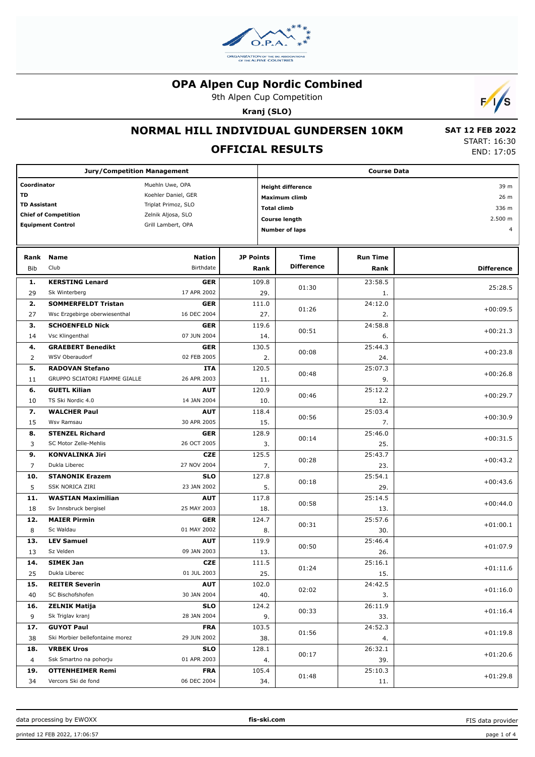# OPA Alpen Cup Nordic Combined

9th Alpen Cup Competition

**Kranj (SLO)**

## NORMAL HILL INDIVIDUAL GUNDERSEN 10KM

## OFFICIAL RESULTS

**SAT 12 FEB 2022**
START: 16:30
END: 17:05

| Jury/Competition Management | |
|---|---|
| **Coordinator** | Muehln Uwe, OPA |
| **TD** | Koehler Daniel, GER |
| **TD Assistant** | Triplat Primoz, SLO |
| **Chief of Competition** | Zelnik Aljosa, SLO |
| **Equipment Control** | Grill Lambert, OPA |

| Course Data | |
|---|---|
| **Height difference** | 39 m |
| **Maximum climb** | 26 m |
| **Total climb** | 336 m |
| **Course length** | 2.500 m |
| **Number of laps** | 4 |

| Rank | Bib | Name | Club | Nation | Birthdate | JP Points | JP Rank | Time Difference | Run Time | Run Rank | Difference |
|---|---|---|---|---|---|---|---|---|---|---|---|
| 1. | 29 | **KERSTING Lenard** | Sk Winterberg | **GER** | 17 APR 2002 | 109.8 | 29. | 01:30 | 23:58.5 | 1. | 25:28.5 |
| 2. | 27 | **SOMMERFELDT Tristan** | Wsc Erzgebirge oberwiesenthal | **GER** | 16 DEC 2004 | 111.0 | 27. | 01:26 | 24:12.0 | 2. | +00:09.5 |
| 3. | 14 | **SCHOENFELD Nick** | Vsc Klingenthal | **GER** | 07 JUN 2004 | 119.6 | 14. | 00:51 | 24:58.8 | 6. | +00:21.3 |
| 4. | 2 | **GRAEBERT Benedikt** | WSV Oberaudorf | **GER** | 02 FEB 2005 | 130.5 | 2. | 00:08 | 25:44.3 | 24. | +00:23.8 |
| 5. | 11 | **RADOVAN Stefano** | GRUPPO SCIATORI FIAMME GIALLE | **ITA** | 26 APR 2003 | 120.5 | 11. | 00:48 | 25:07.3 | 9. | +00:26.8 |
| 6. | 10 | **GUETL Kilian** | TS Ski Nordic 4.0 | **AUT** | 14 JAN 2004 | 120.9 | 10. | 00:46 | 25:12.2 | 12. | +00:29.7 |
| 7. | 15 | **WALCHER Paul** | Wsv Ramsau | **AUT** | 30 APR 2005 | 118.4 | 15. | 00:56 | 25:03.4 | 7. | +00:30.9 |
| 8. | 3 | **STENZEL Richard** | SC Motor Zelle-Mehlis | **GER** | 26 OCT 2005 | 128.9 | 3. | 00:14 | 25:46.0 | 25. | +00:31.5 |
| 9. | 7 | **KONVALINKA Jiri** | Dukla Liberec | **CZE** | 27 NOV 2004 | 125.5 | 7. | 00:28 | 25:43.7 | 23. | +00:43.2 |
| 10. | 5 | **STANONIK Erazem** | SSK NORICA ZIRI | **SLO** | 23 JAN 2002 | 127.8 | 5. | 00:18 | 25:54.1 | 29. | +00:43.6 |
| 11. | 18 | **WASTIAN Maximilian** | Sv Innsbruck bergisel | **AUT** | 25 MAY 2003 | 117.8 | 18. | 00:58 | 25:14.5 | 13. | +00:44.0 |
| 12. | 8 | **MAIER Pirmin** | Sc Waldau | **GER** | 01 MAY 2002 | 124.7 | 8. | 00:31 | 25:57.6 | 30. | +01:00.1 |
| 13. | 13 | **LEV Samuel** | Sz Velden | **AUT** | 09 JAN 2003 | 119.9 | 13. | 00:50 | 25:46.4 | 26. | +01:07.9 |
| 14. | 25 | **SIMEK Jan** | Dukla Liberec | **CZE** | 01 JUL 2003 | 111.5 | 25. | 01:24 | 25:16.1 | 15. | +01:11.6 |
| 15. | 40 | **REITER Severin** | SC Bischofshofen | **AUT** | 30 JAN 2004 | 102.0 | 40. | 02:02 | 24:42.5 | 3. | +01:16.0 |
| 16. | 9 | **ZELNIK Matija** | Sk Triglav kranj | **SLO** | 28 JAN 2004 | 124.2 | 9. | 00:33 | 26:11.9 | 33. | +01:16.4 |
| 17. | 38 | **GUYOT Paul** | Ski Morbier bellefontaine morez | **FRA** | 29 JUN 2002 | 103.5 | 38. | 01:56 | 24:52.3 | 4. | +01:19.8 |
| 18. | 4 | **VRBEK Uros** | Ssk Smartno na pohorju | **SLO** | 01 APR 2003 | 128.1 | 4. | 00:17 | 26:32.1 | 39. | +01:20.6 |
| 19. | 34 | **OTTENHEIMER Remi** | Vercors Ski de fond | **FRA** | 06 DEC 2004 | 105.4 | 34. | 01:48 | 25:10.3 | 11. | +01:29.8 |

data processing by EWOXX | **fis-ski.com** | FIS data provider

printed 12 FEB 2022, 17:06:57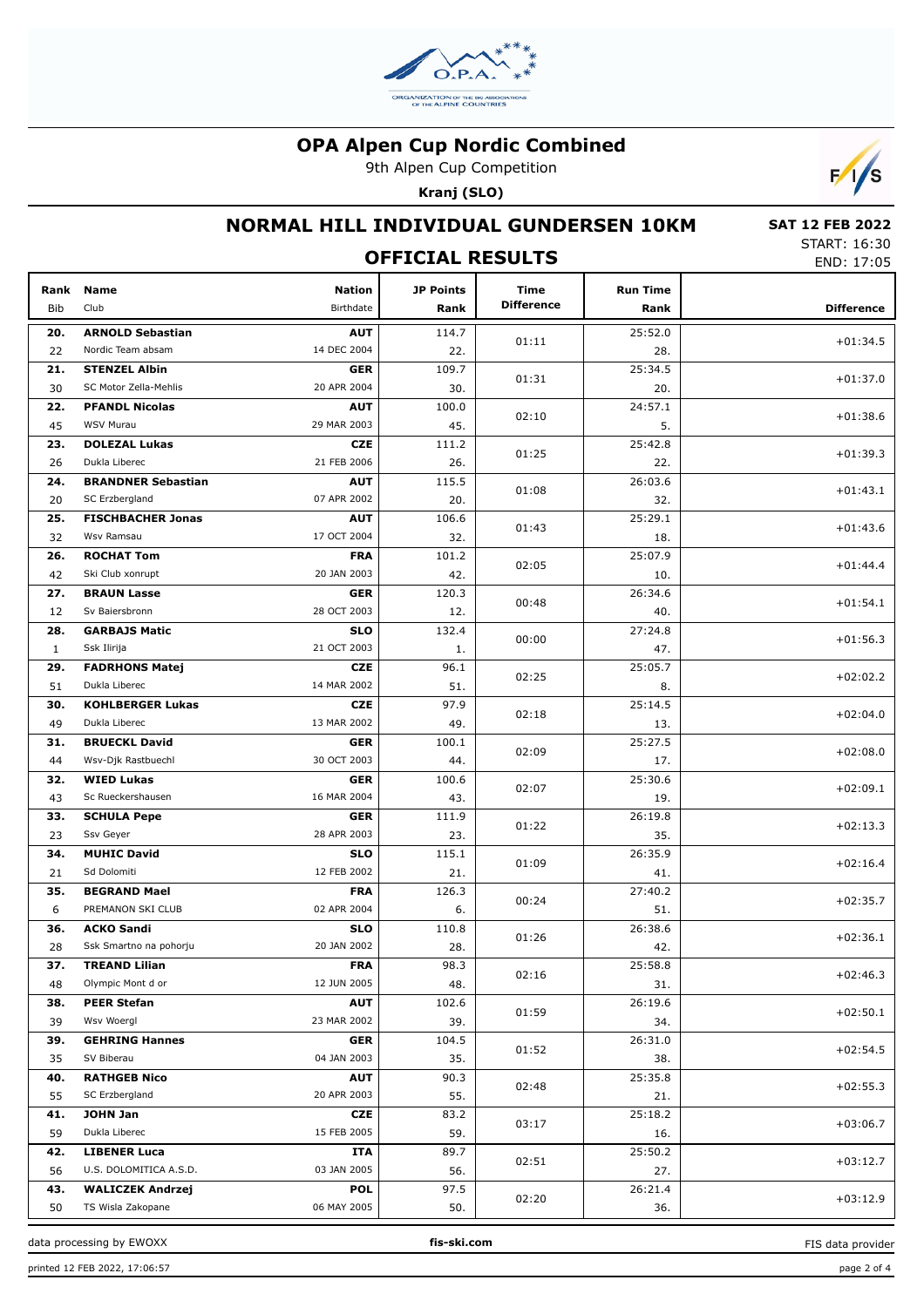# OPA Alpen Cup Nordic Combined

9th Alpen Cup Competition

**Kranj (SLO)**

## NORMAL HILL INDIVIDUAL GUNDERSEN 10KM

**SAT 12 FEB 2022**

START: 16:30

END: 17:05

### OFFICIAL RESULTS

| Rank | Bib | Name | Club | Nation | Birthdate | JP Points | JP Rank | Time Difference | Run Time | Run Rank | Difference |
|---|---|---|---|---|---|---|---|---|---|---|---|
| 20. | 22 | **ARNOLD Sebastian** | Nordic Team absam | **AUT** | 14 DEC 2004 | 114.7 | 22. | 01:11 | 25:52.0 | 28. | +01:34.5 |
| 21. | 30 | **STENZEL Albin** | SC Motor Zella-Mehlis | **GER** | 20 APR 2004 | 109.7 | 30. | 01:31 | 25:34.5 | 20. | +01:37.0 |
| 22. | 45 | **PFANDL Nicolas** | WSV Murau | **AUT** | 29 MAR 2003 | 100.0 | 45. | 02:10 | 24:57.1 | 5. | +01:38.6 |
| 23. | 26 | **DOLEZAL Lukas** | Dukla Liberec | **CZE** | 21 FEB 2006 | 111.2 | 26. | 01:25 | 25:42.8 | 22. | +01:39.3 |
| 24. | 20 | **BRANDNER Sebastian** | SC Erzbergland | **AUT** | 07 APR 2002 | 115.5 | 20. | 01:08 | 26:03.6 | 32. | +01:43.1 |
| 25. | 32 | **FISCHBACHER Jonas** | Wsv Ramsau | **AUT** | 17 OCT 2004 | 106.6 | 32. | 01:43 | 25:29.1 | 18. | +01:43.6 |
| 26. | 42 | **ROCHAT Tom** | Ski Club xonrupt | **FRA** | 20 JAN 2003 | 101.2 | 42. | 02:05 | 25:07.9 | 10. | +01:44.4 |
| 27. | 12 | **BRAUN Lasse** | Sv Baiersbronn | **GER** | 28 OCT 2003 | 120.3 | 12. | 00:48 | 26:34.6 | 40. | +01:54.1 |
| 28. | 1 | **GARBAJS Matic** | Ssk Ilirija | **SLO** | 21 OCT 2003 | 132.4 | 1. | 00:00 | 27:24.8 | 47. | +01:56.3 |
| 29. | 51 | **FADRHONS Matej** | Dukla Liberec | **CZE** | 14 MAR 2002 | 96.1 | 51. | 02:25 | 25:05.7 | 8. | +02:02.2 |
| 30. | 49 | **KOHLBERGER Lukas** | Dukla Liberec | **CZE** | 13 MAR 2002 | 97.9 | 49. | 02:18 | 25:14.5 | 13. | +02:04.0 |
| 31. | 44 | **BRUECKL David** | Wsv-Djk Rastbuechl | **GER** | 30 OCT 2003 | 100.1 | 44. | 02:09 | 25:27.5 | 17. | +02:08.0 |
| 32. | 43 | **WIED Lukas** | Sc Rueckershausen | **GER** | 16 MAR 2004 | 100.6 | 43. | 02:07 | 25:30.6 | 19. | +02:09.1 |
| 33. | 23 | **SCHULA Pepe** | Ssv Geyer | **GER** | 28 APR 2003 | 111.9 | 23. | 01:22 | 26:19.8 | 35. | +02:13.3 |
| 34. | 21 | **MUHIC David** | Sd Dolomiti | **SLO** | 12 FEB 2002 | 115.1 | 21. | 01:09 | 26:35.9 | 41. | +02:16.4 |
| 35. | 6 | **BEGRAND Mael** | PREMANON SKI CLUB | **FRA** | 02 APR 2004 | 126.3 | 6. | 00:24 | 27:40.2 | 51. | +02:35.7 |
| 36. | 28 | **ACKO Sandi** | Ssk Smartno na pohorju | **SLO** | 20 JAN 2002 | 110.8 | 28. | 01:26 | 26:38.6 | 42. | +02:36.1 |
| 37. | 48 | **TREAND Lilian** | Olympic Mont d or | **FRA** | 12 JUN 2005 | 98.3 | 48. | 02:16 | 25:58.8 | 31. | +02:46.3 |
| 38. | 39 | **PEER Stefan** | Wsv Woergl | **AUT** | 23 MAR 2002 | 102.6 | 39. | 01:59 | 26:19.6 | 34. | +02:50.1 |
| 39. | 35 | **GEHRING Hannes** | SV Biberau | **GER** | 04 JAN 2003 | 104.5 | 35. | 01:52 | 26:31.0 | 38. | +02:54.5 |
| 40. | 55 | **RATHGEB Nico** | SC Erzbergland | **AUT** | 20 APR 2003 | 90.3 | 55. | 02:48 | 25:35.8 | 21. | +02:55.3 |
| 41. | 59 | **JOHN Jan** | Dukla Liberec | **CZE** | 15 FEB 2005 | 83.2 | 59. | 03:17 | 25:18.2 | 16. | +03:06.7 |
| 42. | 56 | **LIBENER Luca** | U.S. DOLOMITICA A.S.D. | **ITA** | 03 JAN 2005 | 89.7 | 56. | 02:51 | 25:50.2 | 27. | +03:12.7 |
| 43. | 50 | **WALICZEK Andrzej** | TS Wisla Zakopane | **POL** | 06 MAY 2005 | 97.5 | 50. | 02:20 | 26:21.4 | 36. | +03:12.9 |

data processing by EWOXX | fis-ski.com | FIS data provider

printed 12 FEB 2022, 17:06:57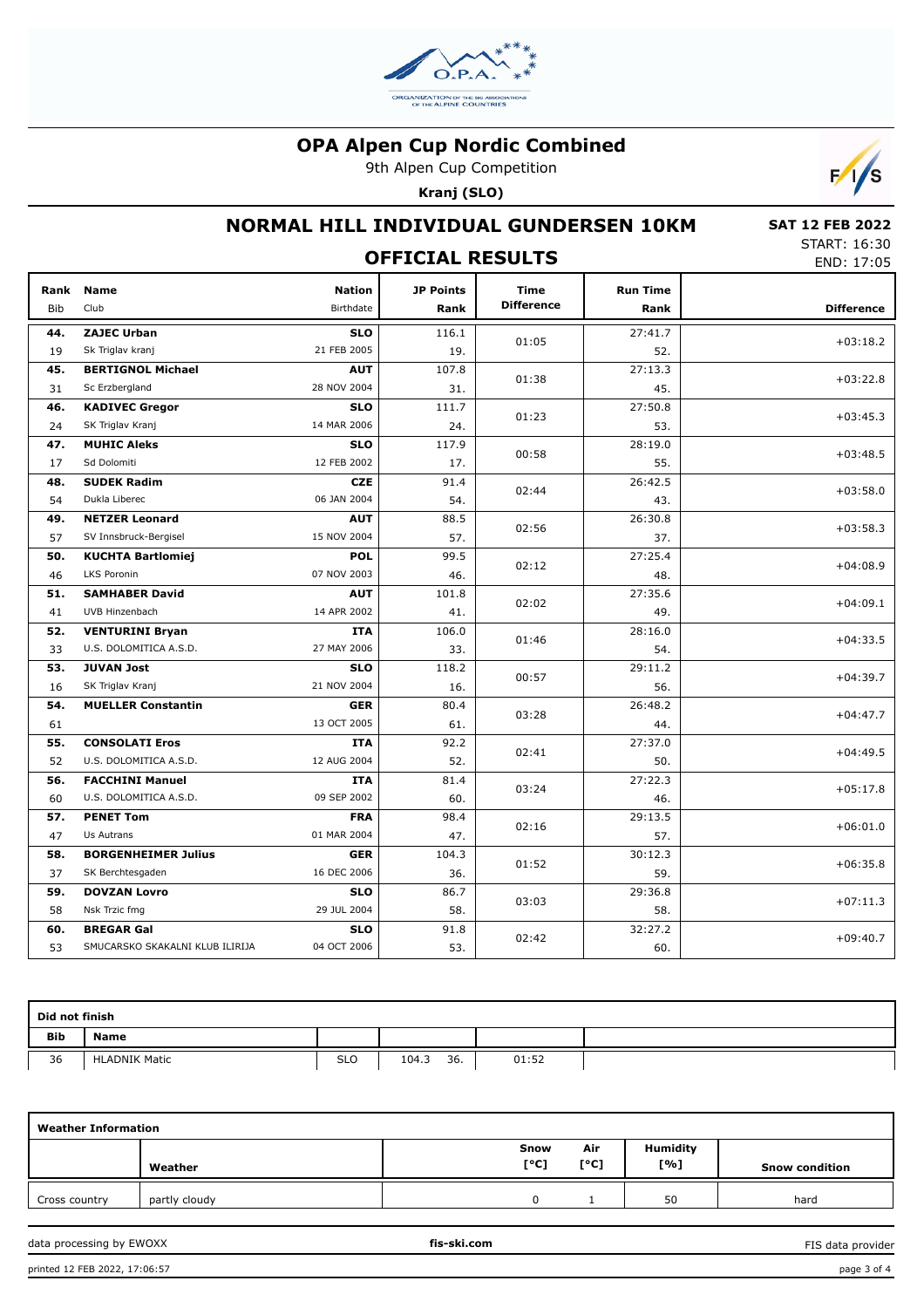# OPA Alpen Cup Nordic Combined

9th Alpen Cup Competition

**Kranj (SLO)**

## NORMAL HILL INDIVIDUAL GUNDERSEN 10KM

**SAT 12 FEB 2022**

START: 16:30
END: 17:05

### OFFICIAL RESULTS

| Rank / Bib | Name / Club | Nation / Birthdate | JP Points / Rank | Time Difference | Run Time / Rank | Difference |
|---|---|---|---|---|---|---|
| **44.** | **ZAJEC Urban** | **SLO** | 116.1 | 01:05 | 27:41.7 | +03:18.2 |
| 19 | Sk Triglav kranj | 21 FEB 2005 | 19. | | 52. | |
| **45.** | **BERTIGNOL Michael** | **AUT** | 107.8 | 01:38 | 27:13.3 | +03:22.8 |
| 31 | Sc Erzbergland | 28 NOV 2004 | 31. | | 45. | |
| **46.** | **KADIVEC Gregor** | **SLO** | 111.7 | 01:23 | 27:50.8 | +03:45.3 |
| 24 | SK Triglav Kranj | 14 MAR 2006 | 24. | | 53. | |
| **47.** | **MUHIC Aleks** | **SLO** | 117.9 | 00:58 | 28:19.0 | +03:48.5 |
| 17 | Sd Dolomiti | 12 FEB 2002 | 17. | | 55. | |
| **48.** | **SUDEK Radim** | **CZE** | 91.4 | 02:44 | 26:42.5 | +03:58.0 |
| 54 | Dukla Liberec | 06 JAN 2004 | 54. | | 43. | |
| **49.** | **NETZER Leonard** | **AUT** | 88.5 | 02:56 | 26:30.8 | +03:58.3 |
| 57 | SV Innsbruck-Bergisel | 15 NOV 2004 | 57. | | 37. | |
| **50.** | **KUCHTA Bartlomiej** | **POL** | 99.5 | 02:12 | 27:25.4 | +04:08.9 |
| 46 | LKS Poronin | 07 NOV 2003 | 46. | | 48. | |
| **51.** | **SAMHABER David** | **AUT** | 101.8 | 02:02 | 27:35.6 | +04:09.1 |
| 41 | UVB Hinzenbach | 14 APR 2002 | 41. | | 49. | |
| **52.** | **VENTURINI Bryan** | **ITA** | 106.0 | 01:46 | 28:16.0 | +04:33.5 |
| 33 | U.S. DOLOMITICA A.S.D. | 27 MAY 2006 | 33. | | 54. | |
| **53.** | **JUVAN Jost** | **SLO** | 118.2 | 00:57 | 29:11.2 | +04:39.7 |
| 16 | SK Triglav Kranj | 21 NOV 2004 | 16. | | 56. | |
| **54.** | **MUELLER Constantin** | **GER** | 80.4 | 03:28 | 26:48.2 | +04:47.7 |
| 61 | | 13 OCT 2005 | 61. | | 44. | |
| **55.** | **CONSOLATI Eros** | **ITA** | 92.2 | 02:41 | 27:37.0 | +04:49.5 |
| 52 | U.S. DOLOMITICA A.S.D. | 12 AUG 2004 | 52. | | 50. | |
| **56.** | **FACCHINI Manuel** | **ITA** | 81.4 | 03:24 | 27:22.3 | +05:17.8 |
| 60 | U.S. DOLOMITICA A.S.D. | 09 SEP 2002 | 60. | | 46. | |
| **57.** | **PENET Tom** | **FRA** | 98.4 | 02:16 | 29:13.5 | +06:01.0 |
| 47 | Us Autrans | 01 MAR 2004 | 47. | | 57. | |
| **58.** | **BORGENHEIMER Julius** | **GER** | 104.3 | 01:52 | 30:12.3 | +06:35.8 |
| 37 | SK Berchtesgaden | 16 DEC 2006 | 36. | | 59. | |
| **59.** | **DOVZAN Lovro** | **SLO** | 86.7 | 03:03 | 29:36.8 | +07:11.3 |
| 58 | Nsk Trzic fmg | 29 JUL 2004 | 58. | | 58. | |
| **60.** | **BREGAR Gal** | **SLO** | 91.8 | 02:42 | 32:27.2 | +09:40.7 |
| 53 | SMUCARSKO SKAKALNI KLUB ILIRIJA | 04 OCT 2006 | 53. | | 60. | |

**Did not finish**

| Bib | Name | | | | |
|---|---|---|---|---|---|
| 36 | HLADNIK Matic | SLO | 104.3 36. | 01:52 | |

**Weather Information**

| | Weather | Snow [°C] | Air [°C] | Humidity [%] | Snow condition |
|---|---|---|---|---|---|
| Cross country | partly cloudy | 0 | 1 | 50 | hard |

data processing by EWOXX | fis-ski.com | FIS data provider

printed 12 FEB 2022, 17:06:57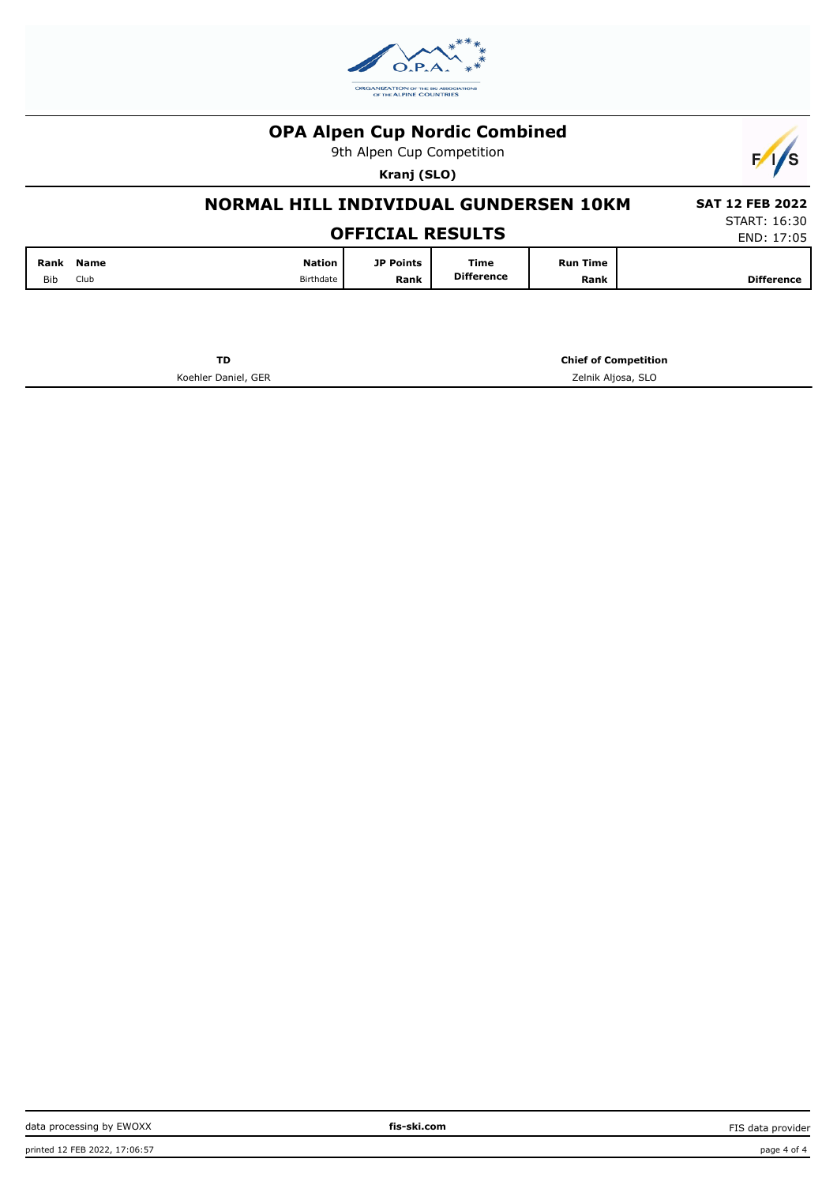# OPA Alpen Cup Nordic Combined

9th Alpen Cup Competition

**Kranj (SLO)**

## NORMAL HILL INDIVIDUAL GUNDERSEN 10KM

**SAT 12 FEB 2022**
START: 16:30
END: 17:05

## OFFICIAL RESULTS

| Rank<br>Bib | Name<br>Club | Nation<br>Birthdate | JP Points<br>Rank | Time<br>Difference | Run Time<br>Rank | Difference |
|---|---|---|---|---|---|---|

| TD | Chief of Competition |
|---|---|
| Koehler Daniel, GER | Zelnik Aljosa, SLO |

data processing by EWOXX

fis-ski.com

FIS data provider

printed 12 FEB 2022, 17:06:57